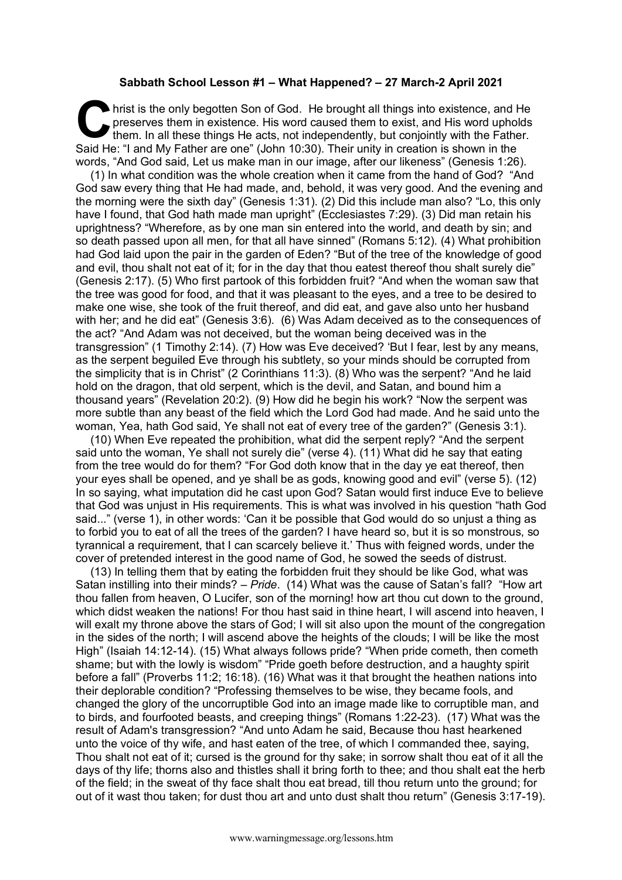**Sabbath School Lesson #1 – What Happened? – 27 March-2 April 2021**

Christ is the only begotten Son of God. He brought all things into existence, and He preserves them in existence. His word caused them to exist, and His word upholds them. In all these things He acts, not independently, but conjointly with the Father. Said He: "I and My Father are one" (John 10:30). Their unity in creation is shown in the words, "And God said, Let us make man in our image, after our likeness" (Genesis 1:26).

(1) In what condition was the whole creation when it came from the hand of God? "And God saw every thing that He had made, and, behold, it was very good. And the evening and the morning were the sixth day" (Genesis 1:31). (2) Did this include man also? "Lo, this only have I found, that God hath made man upright" (Ecclesiastes 7:29). (3) Did man retain his uprightness? "Wherefore, as by one man sin entered into the world, and death by sin; and so death passed upon all men, for that all have sinned" (Romans 5:12). (4) What prohibition had God laid upon the pair in the garden of Eden? "But of the tree of the knowledge of good and evil, thou shalt not eat of it; for in the day that thou eatest thereof thou shalt surely die" (Genesis 2:17). (5) Who first partook of this forbidden fruit? "And when the woman saw that the tree was good for food, and that it was pleasant to the eyes, and a tree to be desired to make one wise, she took of the fruit thereof, and did eat, and gave also unto her husband with her; and he did eat" (Genesis 3:6). (6) Was Adam deceived as to the consequences of the act? "And Adam was not deceived, but the woman being deceived was in the transgression" (1 Timothy 2:14). (7) How was Eve deceived? 'But I fear, lest by any means, as the serpent beguiled Eve through his subtlety, so your minds should be corrupted from the simplicity that is in Christ" (2 Corinthians 11:3). (8) Who was the serpent? "And he laid hold on the dragon, that old serpent, which is the devil, and Satan, and bound him a thousand years" (Revelation 20:2). (9) How did he begin his work? "Now the serpent was more subtle than any beast of the field which the Lord God had made. And he said unto the woman, Yea, hath God said, Ye shall not eat of every tree of the garden?" (Genesis 3:1).

(10) When Eve repeated the prohibition, what did the serpent reply? "And the serpent said unto the woman, Ye shall not surely die" (verse 4). (11) What did he say that eating from the tree would do for them? "For God doth know that in the day ye eat thereof, then your eyes shall be opened, and ye shall be as gods, knowing good and evil" (verse 5). (12) In so saying, what imputation did he cast upon God? Satan would first induce Eve to believe that God was unjust in His requirements. This is what was involved in his question "hath God said..." (verse 1), in other words: 'Can it be possible that God would do so unjust a thing as to forbid you to eat of all the trees of the garden? I have heard so, but it is so monstrous, so tyrannical a requirement, that I can scarcely believe it.' Thus with feigned words, under the cover of pretended interest in the good name of God, he sowed the seeds of distrust.

(13) In telling them that by eating the forbidden fruit they should be like God, what was Satan instilling into their minds? – *Pride*. (14) What was the cause of Satan's fall? "How art thou fallen from heaven, O Lucifer, son of the morning! how art thou cut down to the ground, which didst weaken the nations! For thou hast said in thine heart, I will ascend into heaven, I will exalt my throne above the stars of God; I will sit also upon the mount of the congregation in the sides of the north; I will ascend above the heights of the clouds; I will be like the most High" (Isaiah 14:12-14). (15) What always follows pride? "When pride cometh, then cometh shame; but with the lowly is wisdom" "Pride goeth before destruction, and a haughty spirit before a fall" (Proverbs 11:2; 16:18). (16) What was it that brought the heathen nations into their deplorable condition? "Professing themselves to be wise, they became fools, and changed the glory of the uncorruptible God into an image made like to corruptible man, and to birds, and fourfooted beasts, and creeping things" (Romans 1:22-23). (17) What was the result of Adam's transgression? "And unto Adam he said, Because thou hast hearkened unto the voice of thy wife, and hast eaten of the tree, of which I commanded thee, saying, Thou shalt not eat of it; cursed is the ground for thy sake; in sorrow shalt thou eat of it all the days of thy life; thorns also and thistles shall it bring forth to thee; and thou shalt eat the herb of the field; in the sweat of thy face shalt thou eat bread, till thou return unto the ground; for out of it wast thou taken; for dust thou art and unto dust shalt thou return" (Genesis 3:17-19).

www.warningmessage.org/lessons.htm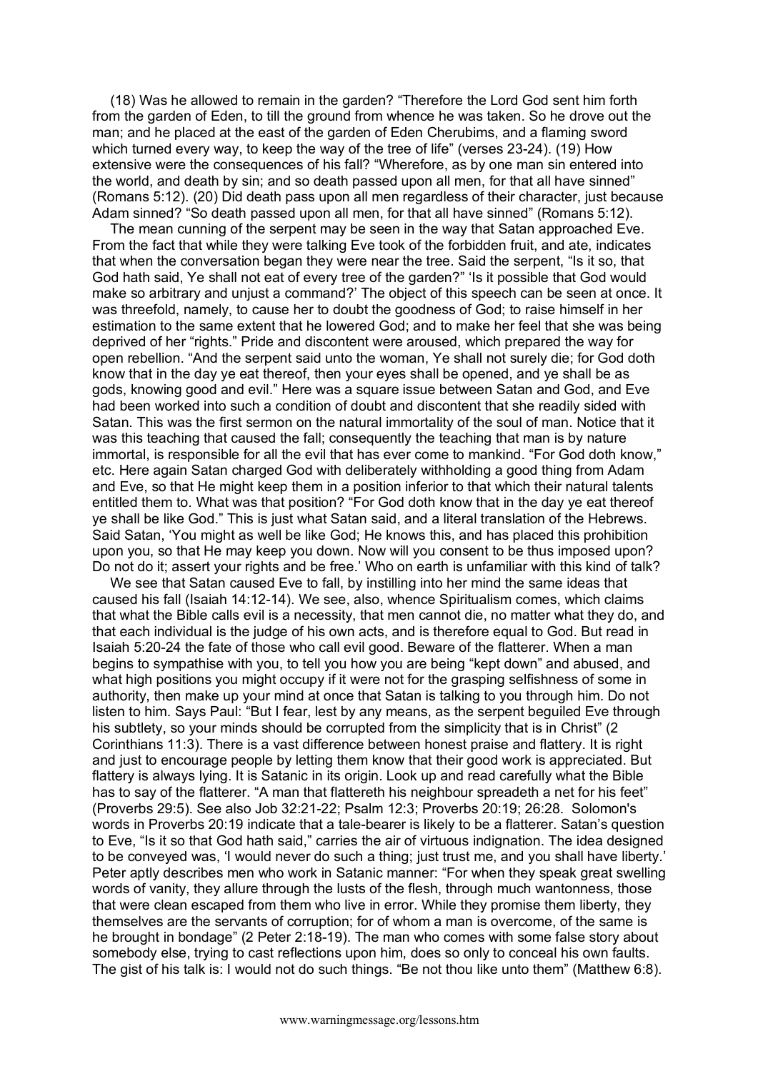(18) Was he allowed to remain in the garden? "Therefore the Lord God sent him forth from the garden of Eden, to till the ground from whence he was taken. So he drove out the man; and he placed at the east of the garden of Eden Cherubims, and a flaming sword which turned every way, to keep the way of the tree of life" (verses 23-24). (19) How extensive were the consequences of his fall? "Wherefore, as by one man sin entered into the world, and death by sin; and so death passed upon all men, for that all have sinned" (Romans 5:12). (20) Did death pass upon all men regardless of their character, just because Adam sinned? "So death passed upon all men, for that all have sinned" (Romans 5:12).

The mean cunning of the serpent may be seen in the way that Satan approached Eve. From the fact that while they were talking Eve took of the forbidden fruit, and ate, indicates that when the conversation began they were near the tree. Said the serpent, "Is it so, that God hath said, Ye shall not eat of every tree of the garden?" 'Is it possible that God would make so arbitrary and unjust a command?' The object of this speech can be seen at once. It was threefold, namely, to cause her to doubt the goodness of God; to raise himself in her estimation to the same extent that he lowered God; and to make her feel that she was being deprived of her "rights." Pride and discontent were aroused, which prepared the way for open rebellion. "And the serpent said unto the woman, Ye shall not surely die; for God doth know that in the day ye eat thereof, then your eyes shall be opened, and ye shall be as gods, knowing good and evil." Here was a square issue between Satan and God, and Eve had been worked into such a condition of doubt and discontent that she readily sided with Satan. This was the first sermon on the natural immortality of the soul of man. Notice that it was this teaching that caused the fall; consequently the teaching that man is by nature immortal, is responsible for all the evil that has ever come to mankind. "For God doth know," etc. Here again Satan charged God with deliberately withholding a good thing from Adam and Eve, so that He might keep them in a position inferior to that which their natural talents entitled them to. What was that position? "For God doth know that in the day ye eat thereof ye shall be like God." This is just what Satan said, and a literal translation of the Hebrews. Said Satan, 'You might as well be like God; He knows this, and has placed this prohibition upon you, so that He may keep you down. Now will you consent to be thus imposed upon? Do not do it; assert your rights and be free.' Who on earth is unfamiliar with this kind of talk?

We see that Satan caused Eve to fall, by instilling into her mind the same ideas that caused his fall (Isaiah 14:12-14). We see, also, whence Spiritualism comes, which claims that what the Bible calls evil is a necessity, that men cannot die, no matter what they do, and that each individual is the judge of his own acts, and is therefore equal to God. But read in Isaiah 5:20-24 the fate of those who call evil good. Beware of the flatterer. When a man begins to sympathise with you, to tell you how you are being "kept down" and abused, and what high positions you might occupy if it were not for the grasping selfishness of some in authority, then make up your mind at once that Satan is talking to you through him. Do not listen to him. Says Paul: "But I fear, lest by any means, as the serpent beguiled Eve through his subtlety, so your minds should be corrupted from the simplicity that is in Christ" (2 Corinthians 11:3). There is a vast difference between honest praise and flattery. It is right and just to encourage people by letting them know that their good work is appreciated. But flattery is always lying. It is Satanic in its origin. Look up and read carefully what the Bible has to say of the flatterer. "A man that flattereth his neighbour spreadeth a net for his feet" (Proverbs 29:5). See also Job 32:21-22; Psalm 12:3; Proverbs 20:19; 26:28. Solomon's words in Proverbs 20:19 indicate that a tale-bearer is likely to be a flatterer. Satan's question to Eve, "Is it so that God hath said," carries the air of virtuous indignation. The idea designed to be conveyed was, 'I would never do such a thing; just trust me, and you shall have liberty.' Peter aptly describes men who work in Satanic manner: "For when they speak great swelling words of vanity, they allure through the lusts of the flesh, through much wantonness, those that were clean escaped from them who live in error. While they promise them liberty, they themselves are the servants of corruption; for of whom a man is overcome, of the same is he brought in bondage" (2 Peter 2:18-19). The man who comes with some false story about somebody else, trying to cast reflections upon him, does so only to conceal his own faults. The gist of his talk is: I would not do such things. "Be not thou like unto them" (Matthew 6:8).